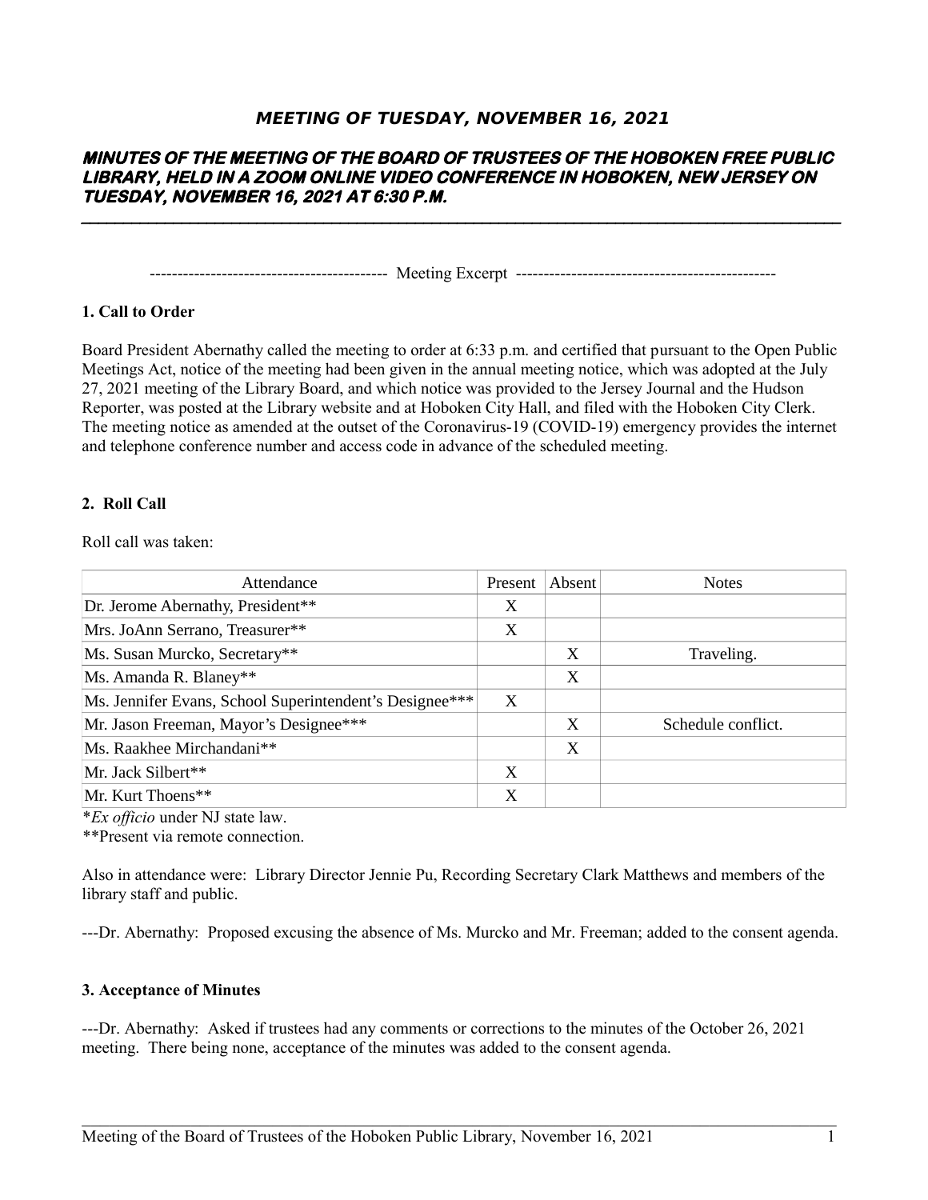## MEETING OF TUESDAY, NOVEMBER 16, 2021

### MINUTES OF THE MEETING OF THE BOARD OF TRUSTEES OF THE HOBOKEN FREE PUBLIC LIBRARY, HELD IN A ZOOM ONLINE VIDEO CONFERENCE IN HOBOKEN, NEW JERSEY ON TUESDAY, NOVEMBER 16, 2021 AT 6:30 P.M.

------------------------------------------ Meeting Excerpt ----------------------------------------------

**1. Call to Order**

Board President Abernathy called the meeting to order at 6:33 p.m. and certified that pursuant to the Open Public Meetings Act, notice of the meeting had been given in the annual meeting notice, which was adopted at the July 27, 2021 meeting of the Library Board, and which notice was provided to the Jersey Journal and the Hudson Reporter, was posted at the Library website and at Hoboken City Hall, and filed with the Hoboken City Clerk. The meeting notice as amended at the outset of the Coronavirus-19 (COVID-19) emergency provides the internet and telephone conference number and access code in advance of the scheduled meeting.

**2. Roll Call**

Roll call was taken:

| Attendance | Present | Absent | Notes |
|---|---|---|---|
| Dr. Jerome Abernathy, President** | X | | |
| Mrs. JoAnn Serrano, Treasurer** | X | | |
| Ms. Susan Murcko, Secretary** | | X | Traveling. |
| Ms. Amanda R. Blaney** | | X | |
| Ms. Jennifer Evans, School Superintendent's Designee*** | X | | |
| Mr. Jason Freeman, Mayor's Designee*** | | X | Schedule conflict. |
| Ms. Raakhee Mirchandani** | | X | |
| Mr. Jack Silbert** | X | | |
| Mr. Kurt Thoens** | X | | |

*_Ex officio_ under NJ state law.
**Present via remote connection.

Also in attendance were: Library Director Jennie Pu, Recording Secretary Clark Matthews and members of the library staff and public.

---Dr. Abernathy: Proposed excusing the absence of Ms. Murcko and Mr. Freeman; added to the consent agenda.

**3. Acceptance of Minutes**

---Dr. Abernathy: Asked if trustees had any comments or corrections to the minutes of the October 26, 2021 meeting. There being none, acceptance of the minutes was added to the consent agenda.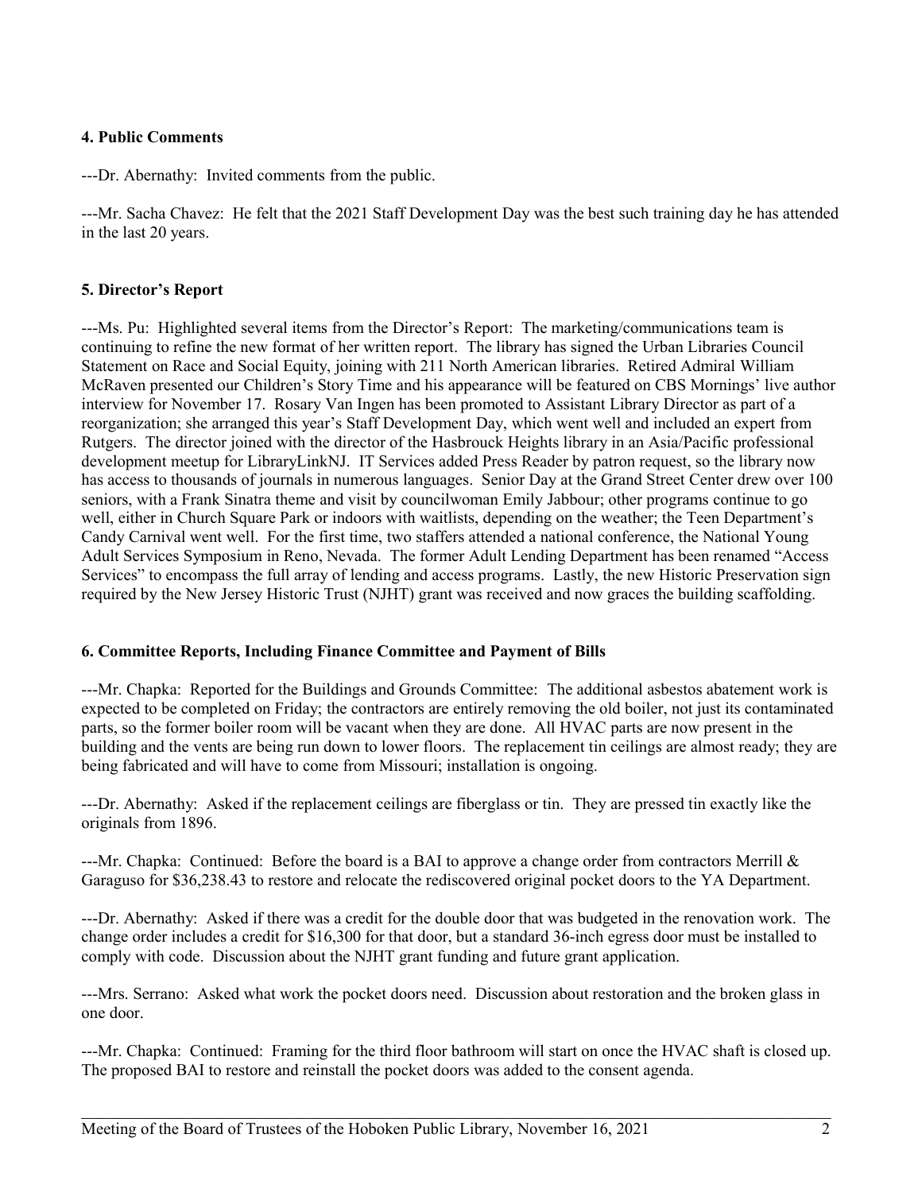**4. Public Comments**

---Dr. Abernathy: Invited comments from the public.

---Mr. Sacha Chavez: He felt that the 2021 Staff Development Day was the best such training day he has attended in the last 20 years.

**5. Director's Report**

---Ms. Pu: Highlighted several items from the Director's Report: The marketing/communications team is continuing to refine the new format of her written report. The library has signed the Urban Libraries Council Statement on Race and Social Equity, joining with 211 North American libraries. Retired Admiral William McRaven presented our Children's Story Time and his appearance will be featured on CBS Mornings' live author interview for November 17. Rosary Van Ingen has been promoted to Assistant Library Director as part of a reorganization; she arranged this year's Staff Development Day, which went well and included an expert from Rutgers. The director joined with the director of the Hasbrouck Heights library in an Asia/Pacific professional development meetup for LibraryLinkNJ. IT Services added Press Reader by patron request, so the library now has access to thousands of journals in numerous languages. Senior Day at the Grand Street Center drew over 100 seniors, with a Frank Sinatra theme and visit by councilwoman Emily Jabbour; other programs continue to go well, either in Church Square Park or indoors with waitlists, depending on the weather; the Teen Department's Candy Carnival went well. For the first time, two staffers attended a national conference, the National Young Adult Services Symposium in Reno, Nevada. The former Adult Lending Department has been renamed "Access Services" to encompass the full array of lending and access programs. Lastly, the new Historic Preservation sign required by the New Jersey Historic Trust (NJHT) grant was received and now graces the building scaffolding.

**6. Committee Reports, Including Finance Committee and Payment of Bills**

---Mr. Chapka: Reported for the Buildings and Grounds Committee: The additional asbestos abatement work is expected to be completed on Friday; the contractors are entirely removing the old boiler, not just its contaminated parts, so the former boiler room will be vacant when they are done. All HVAC parts are now present in the building and the vents are being run down to lower floors. The replacement tin ceilings are almost ready; they are being fabricated and will have to come from Missouri; installation is ongoing.

---Dr. Abernathy: Asked if the replacement ceilings are fiberglass or tin. They are pressed tin exactly like the originals from 1896.

---Mr. Chapka: Continued: Before the board is a BAI to approve a change order from contractors Merrill & Garaguso for $36,238.43 to restore and relocate the rediscovered original pocket doors to the YA Department.

---Dr. Abernathy: Asked if there was a credit for the double door that was budgeted in the renovation work. The change order includes a credit for $16,300 for that door, but a standard 36-inch egress door must be installed to comply with code. Discussion about the NJHT grant funding and future grant application.

---Mrs. Serrano: Asked what work the pocket doors need. Discussion about restoration and the broken glass in one door.

---Mr. Chapka: Continued: Framing for the third floor bathroom will start on once the HVAC shaft is closed up. The proposed BAI to restore and reinstall the pocket doors was added to the consent agenda.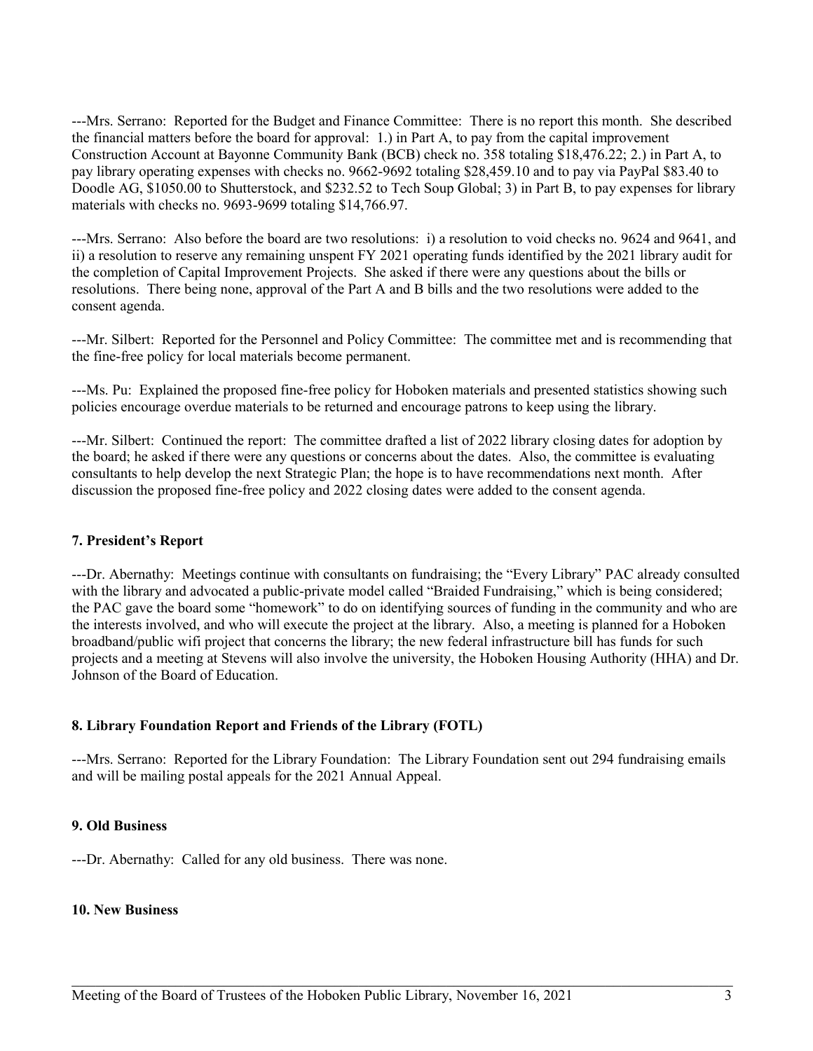---Mrs. Serrano: Reported for the Budget and Finance Committee: There is no report this month. She described the financial matters before the board for approval: 1.) in Part A, to pay from the capital improvement Construction Account at Bayonne Community Bank (BCB) check no. 358 totaling $18,476.22; 2.) in Part A, to pay library operating expenses with checks no. 9662-9692 totaling $28,459.10 and to pay via PayPal $83.40 to Doodle AG, $1050.00 to Shutterstock, and $232.52 to Tech Soup Global; 3) in Part B, to pay expenses for library materials with checks no. 9693-9699 totaling $14,766.97.

---Mrs. Serrano: Also before the board are two resolutions: i) a resolution to void checks no. 9624 and 9641, and ii) a resolution to reserve any remaining unspent FY 2021 operating funds identified by the 2021 library audit for the completion of Capital Improvement Projects. She asked if there were any questions about the bills or resolutions. There being none, approval of the Part A and B bills and the two resolutions were added to the consent agenda.

---Mr. Silbert: Reported for the Personnel and Policy Committee: The committee met and is recommending that the fine-free policy for local materials become permanent.

---Ms. Pu: Explained the proposed fine-free policy for Hoboken materials and presented statistics showing such policies encourage overdue materials to be returned and encourage patrons to keep using the library.

---Mr. Silbert: Continued the report: The committee drafted a list of 2022 library closing dates for adoption by the board; he asked if there were any questions or concerns about the dates. Also, the committee is evaluating consultants to help develop the next Strategic Plan; the hope is to have recommendations next month. After discussion the proposed fine-free policy and 2022 closing dates were added to the consent agenda.

### 7. President's Report

---Dr. Abernathy: Meetings continue with consultants on fundraising; the "Every Library" PAC already consulted with the library and advocated a public-private model called "Braided Fundraising," which is being considered; the PAC gave the board some "homework" to do on identifying sources of funding in the community and who are the interests involved, and who will execute the project at the library. Also, a meeting is planned for a Hoboken broadband/public wifi project that concerns the library; the new federal infrastructure bill has funds for such projects and a meeting at Stevens will also involve the university, the Hoboken Housing Authority (HHA) and Dr. Johnson of the Board of Education.

### 8. Library Foundation Report and Friends of the Library (FOTL)

---Mrs. Serrano: Reported for the Library Foundation: The Library Foundation sent out 294 fundraising emails and will be mailing postal appeals for the 2021 Annual Appeal.

### 9. Old Business

---Dr. Abernathy: Called for any old business. There was none.

### 10. New Business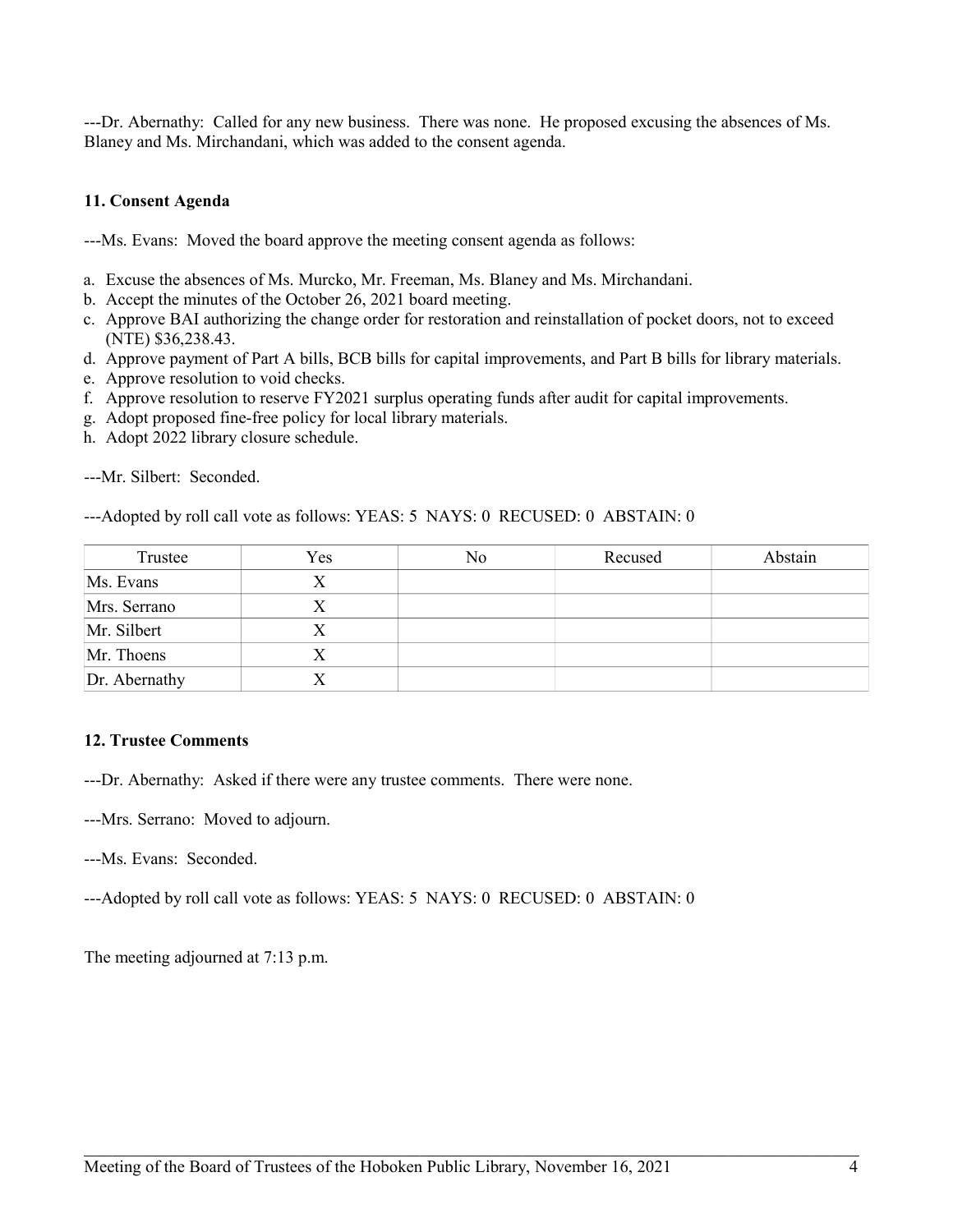---Dr. Abernathy: Called for any new business. There was none. He proposed excusing the absences of Ms. Blaney and Ms. Mirchandani, which was added to the consent agenda.

**11. Consent Agenda**

---Ms. Evans: Moved the board approve the meeting consent agenda as follows:

a. Excuse the absences of Ms. Murcko, Mr. Freeman, Ms. Blaney and Ms. Mirchandani.
b. Accept the minutes of the October 26, 2021 board meeting.
c. Approve BAI authorizing the change order for restoration and reinstallation of pocket doors, not to exceed (NTE) $36,238.43.
d. Approve payment of Part A bills, BCB bills for capital improvements, and Part B bills for library materials.
e. Approve resolution to void checks.
f. Approve resolution to reserve FY2021 surplus operating funds after audit for capital improvements.
g. Adopt proposed fine-free policy for local library materials.
h. Adopt 2022 library closure schedule.

---Mr. Silbert: Seconded.

---Adopted by roll call vote as follows: YEAS: 5 NAYS: 0 RECUSED: 0 ABSTAIN: 0

| Trustee | Yes | No | Recused | Abstain |
|---|---|---|---|---|
| Ms. Evans | X | | | |
| Mrs. Serrano | X | | | |
| Mr. Silbert | X | | | |
| Mr. Thoens | X | | | |
| Dr. Abernathy | X | | | |

**12. Trustee Comments**

---Dr. Abernathy: Asked if there were any trustee comments. There were none.

---Mrs. Serrano: Moved to adjourn.

---Ms. Evans: Seconded.

---Adopted by roll call vote as follows: YEAS: 5 NAYS: 0 RECUSED: 0 ABSTAIN: 0

The meeting adjourned at 7:13 p.m.